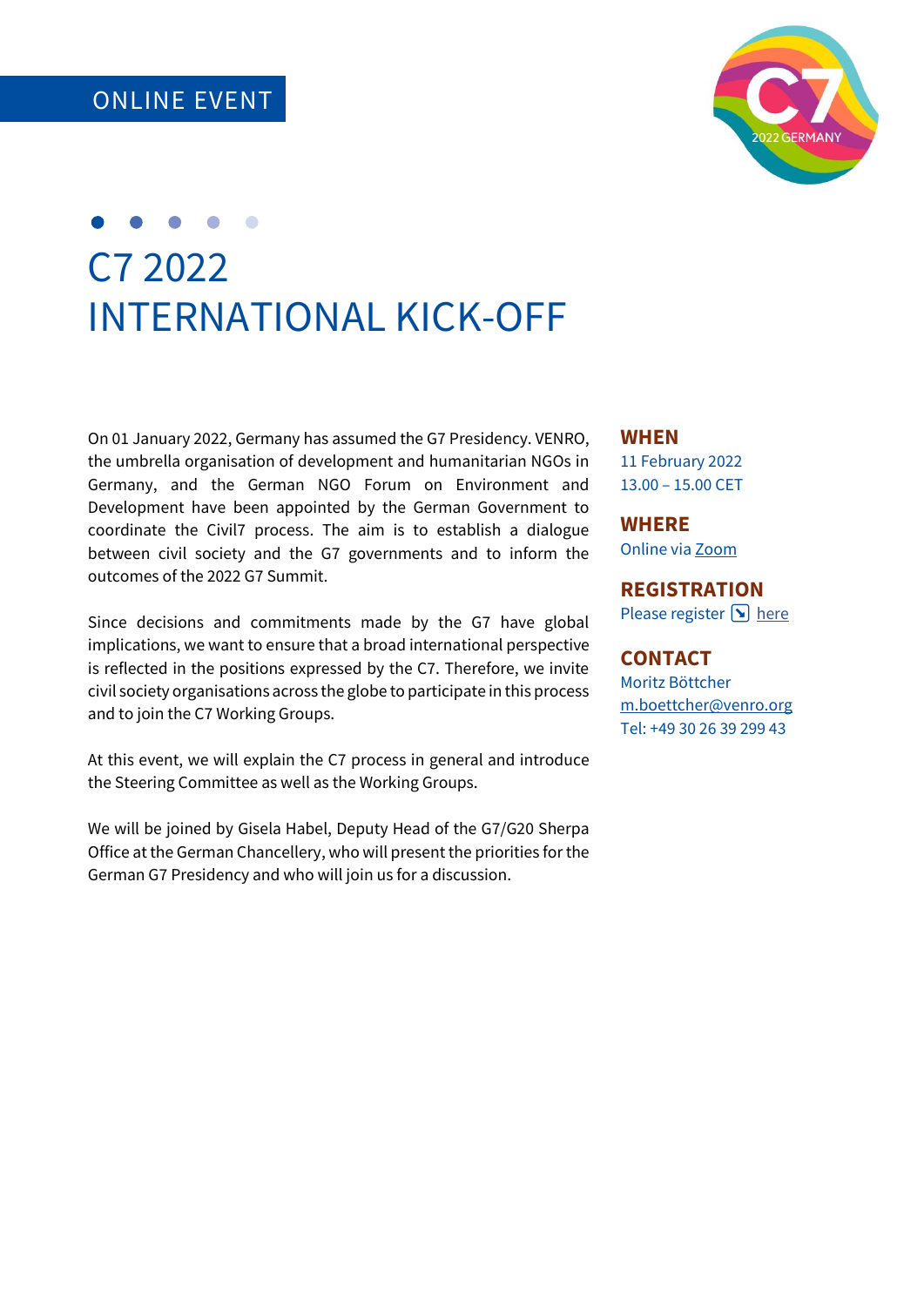ONLINE EVENT

# C7 2022
# INTERNATIONAL KICK-OFF

On 01 January 2022, Germany has assumed the G7 Presidency. VENRO, the umbrella organisation of development and humanitarian NGOs in Germany, and the German NGO Forum on Environment and Development have been appointed by the German Government to coordinate the Civil7 process. The aim is to establish a dialogue between civil society and the G7 governments and to inform the outcomes of the 2022 G7 Summit.

Since decisions and commitments made by the G7 have global implications, we want to ensure that a broad international perspective is reflected in the positions expressed by the C7. Therefore, we invite civil society organisations across the globe to participate in this process and to join the C7 Working Groups.

At this event, we will explain the C7 process in general and introduce the Steering Committee as well as the Working Groups.

We will be joined by Gisela Habel, Deputy Head of the G7/G20 Sherpa Office at the German Chancellery, who will present the priorities for the German G7 Presidency and who will join us for a discussion.

**WHEN**
11 February 2022
13.00 – 15.00 CET

**WHERE**
Online via Zoom

**REGISTRATION**
Please register here

**CONTACT**
Moritz Böttcher
m.boettcher@venro.org
Tel: +49 30 26 39 299 43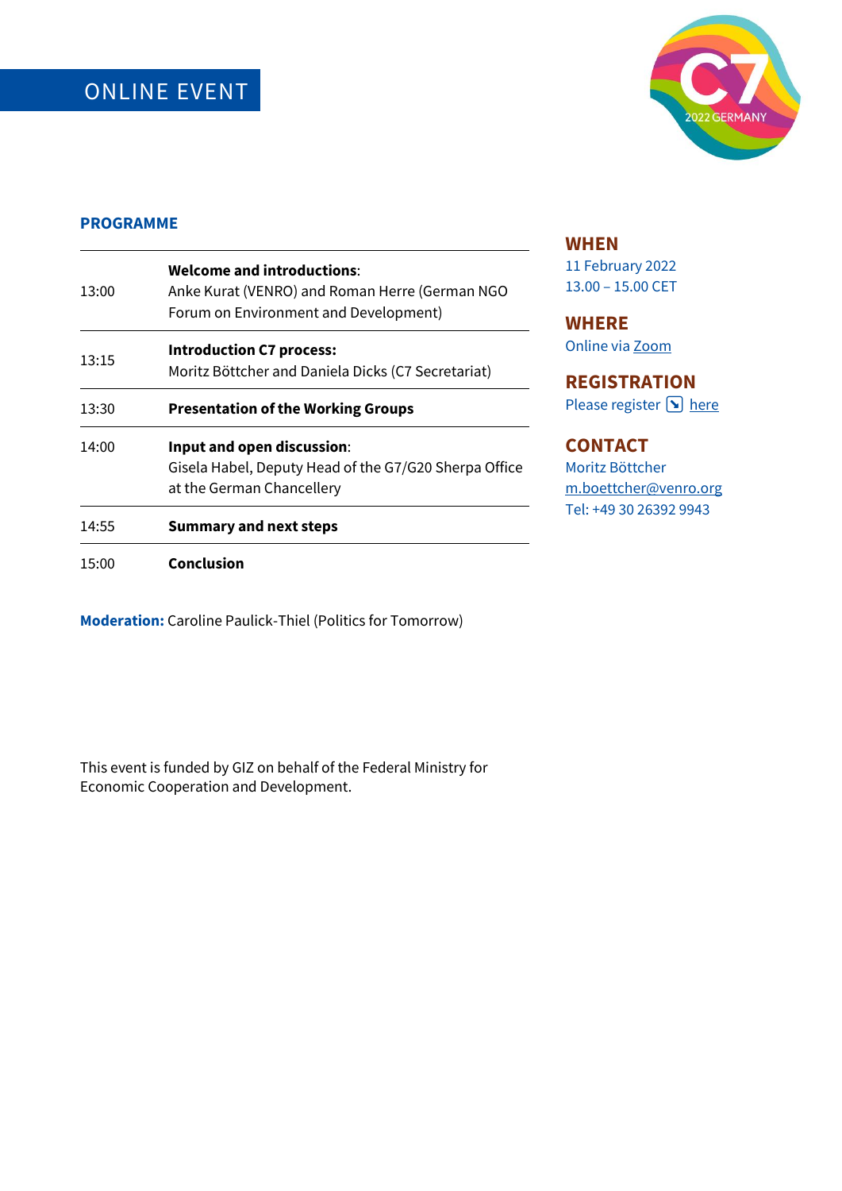ONLINE EVENT

C7 2022 GERMANY

## PROGRAMME

| | |
|---|---|
| 13:00 | **Welcome and introductions**: Anke Kurat (VENRO) and Roman Herre (German NGO Forum on Environment and Development) |
| 13:15 | **Introduction C7 process:** Moritz Böttcher and Daniela Dicks (C7 Secretariat) |
| 13:30 | **Presentation of the Working Groups** |
| 14:00 | **Input and open discussion**: Gisela Habel, Deputy Head of the G7/G20 Sherpa Office at the German Chancellery |
| 14:55 | **Summary and next steps** |
| 15:00 | **Conclusion** |

**Moderation:** Caroline Paulick-Thiel (Politics for Tomorrow)

This event is funded by GIZ on behalf of the Federal Ministry for Economic Cooperation and Development.

### WHEN

11 February 2022
13.00 – 15.00 CET

### WHERE

Online via Zoom

### REGISTRATION

Please register here

### CONTACT

Moritz Böttcher
m.boettcher@venro.org
Tel: +49 30 26392 9943